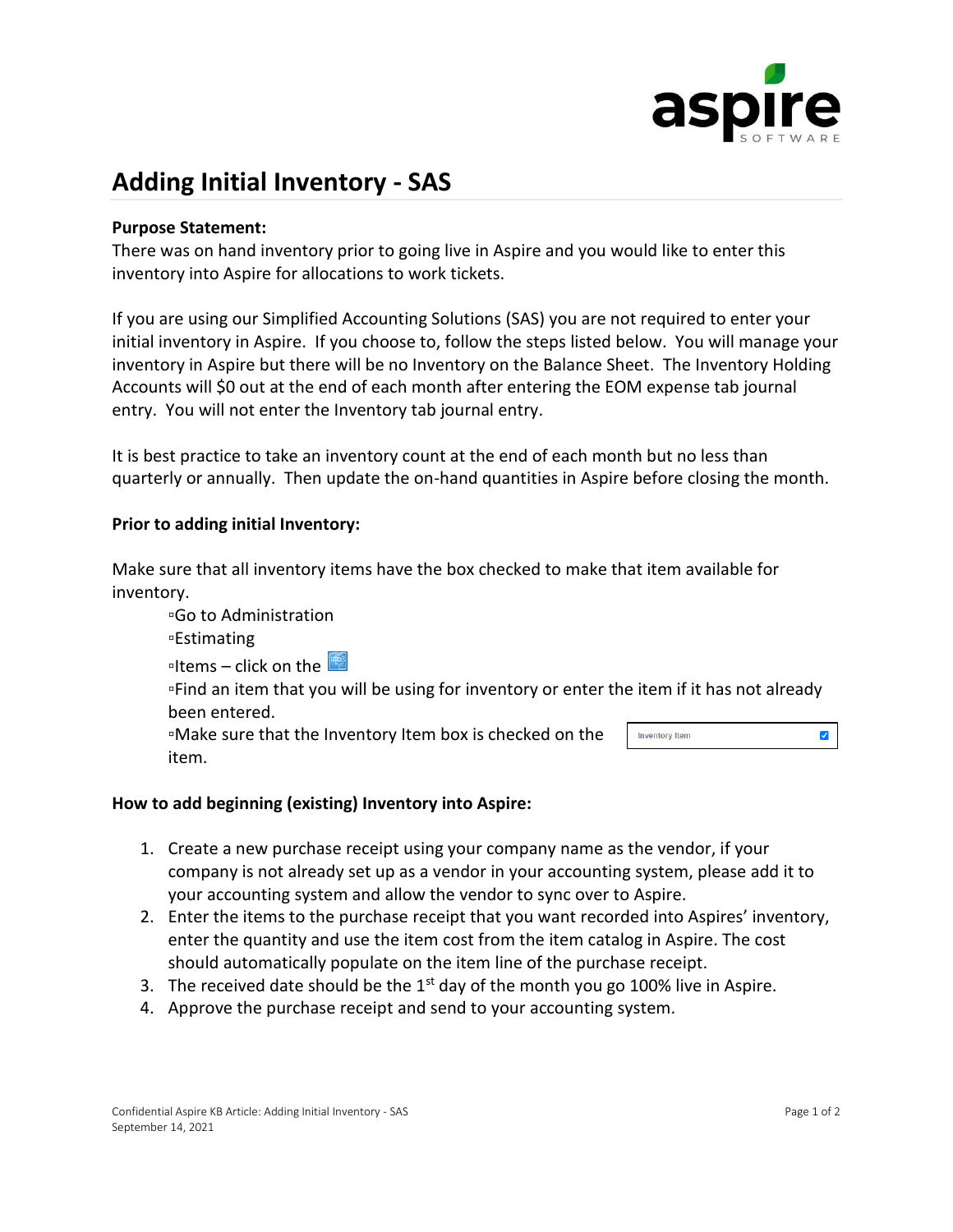# Adding Initial Inventory - SAS

**Purpose Statement:**
There was on hand inventory prior to going live in Aspire and you would like to enter this inventory into Aspire for allocations to work tickets.

If you are using our Simplified Accounting Solutions (SAS) you are not required to enter your initial inventory in Aspire. If you choose to, follow the steps listed below. You will manage your inventory in Aspire but there will be no Inventory on the Balance Sheet. The Inventory Holding Accounts will $0 out at the end of each month after entering the EOM expense tab journal entry. You will not enter the Inventory tab journal entry.

It is best practice to take an inventory count at the end of each month but no less than quarterly or annually. Then update the on-hand quantities in Aspire before closing the month.

**Prior to adding initial Inventory:**

Make sure that all inventory items have the box checked to make that item available for inventory.

- Go to Administration
- Estimating
- Items – click on the
- Find an item that you will be using for inventory or enter the item if it has not already been entered.
- Make sure that the Inventory Item box is checked on the item.

**How to add beginning (existing) Inventory into Aspire:**

1. Create a new purchase receipt using your company name as the vendor, if your company is not already set up as a vendor in your accounting system, please add it to your accounting system and allow the vendor to sync over to Aspire.
2. Enter the items to the purchase receipt that you want recorded into Aspires' inventory, enter the quantity and use the item cost from the item catalog in Aspire. The cost should automatically populate on the item line of the purchase receipt.
3. The received date should be the 1st day of the month you go 100% live in Aspire.
4. Approve the purchase receipt and send to your accounting system.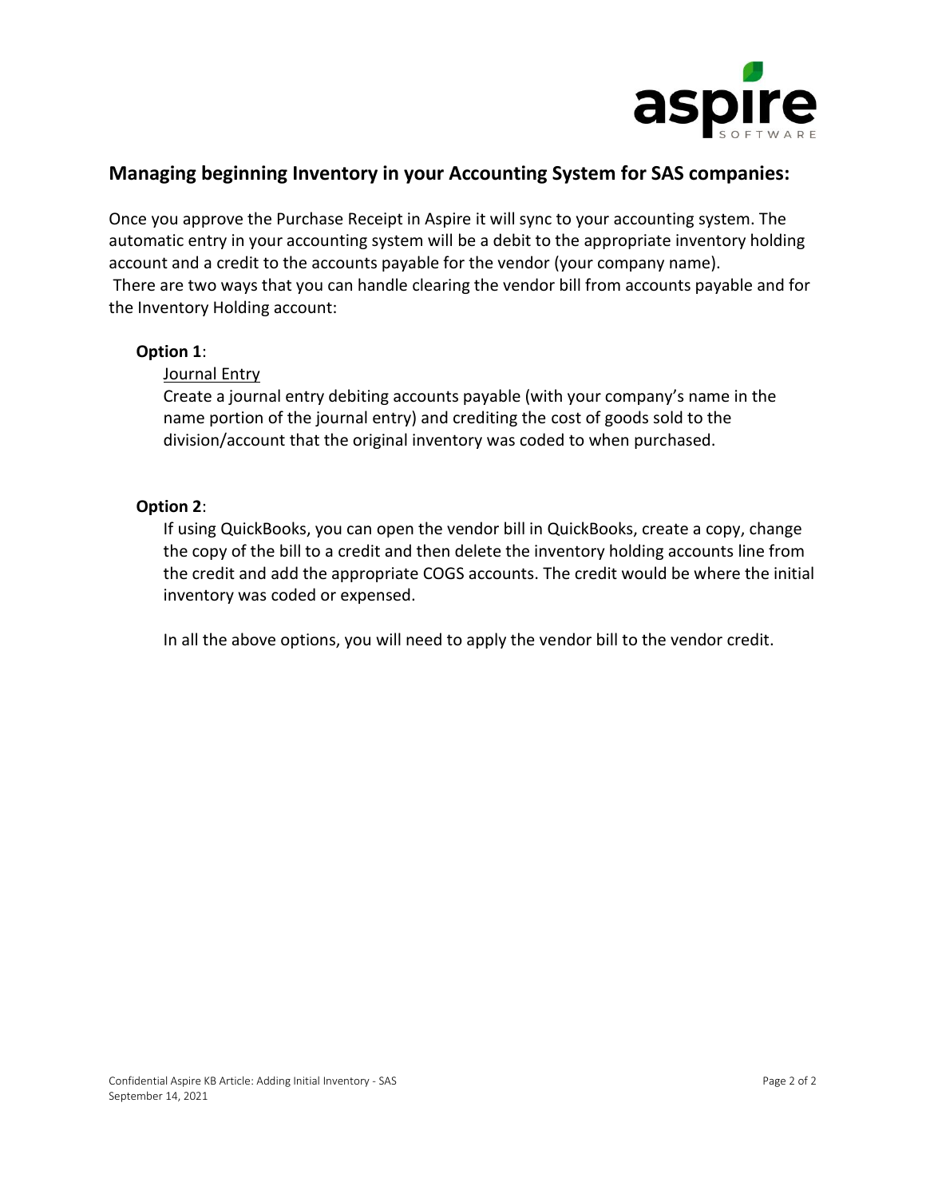## Managing beginning Inventory in your Accounting System for SAS companies:

Once you approve the Purchase Receipt in Aspire it will sync to your accounting system. The automatic entry in your accounting system will be a debit to the appropriate inventory holding account and a credit to the accounts payable for the vendor (your company name).
There are two ways that you can handle clearing the vendor bill from accounts payable and for the Inventory Holding account:

**Option 1**:

Journal Entry

Create a journal entry debiting accounts payable (with your company's name in the name portion of the journal entry) and crediting the cost of goods sold to the division/account that the original inventory was coded to when purchased.

**Option 2**:

If using QuickBooks, you can open the vendor bill in QuickBooks, create a copy, change the copy of the bill to a credit and then delete the inventory holding accounts line from the credit and add the appropriate COGS accounts. The credit would be where the initial inventory was coded or expensed.

In all the above options, you will need to apply the vendor bill to the vendor credit.